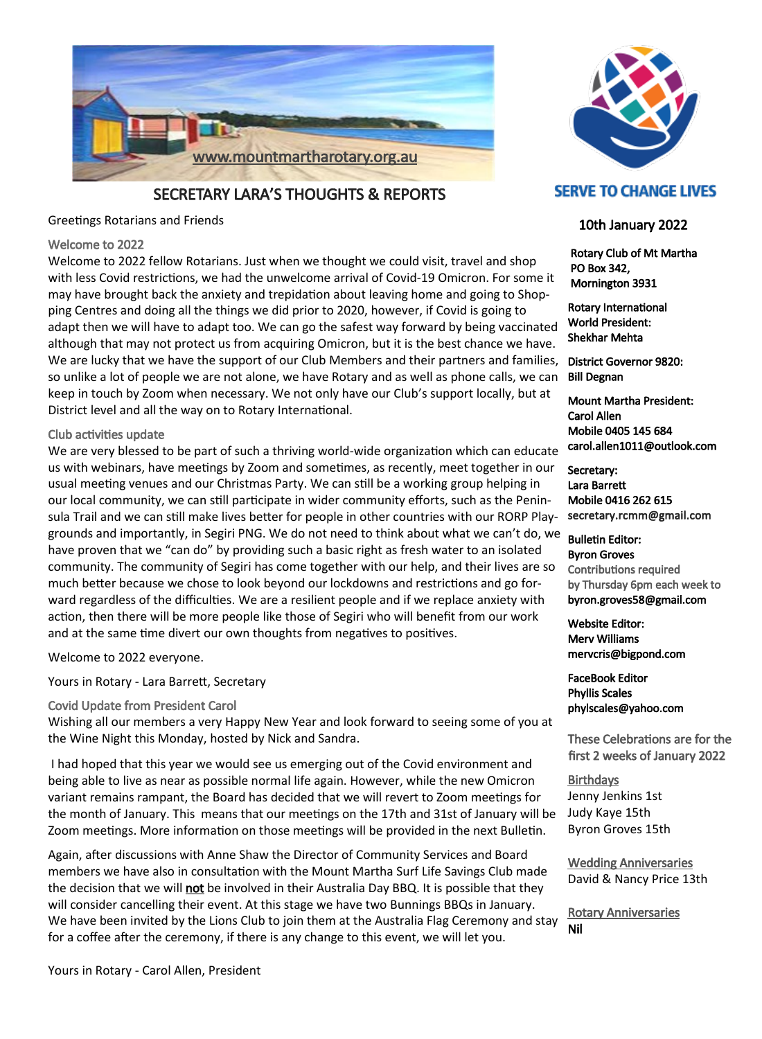www.mountmartharotary.org.au

# SECRETARY LARA'S THOUGHTS & REPORTS

Greetings Rotarians and Friends

### Welcome to 2022

Welcome to 2022 fellow Rotarians. Just when we thought we could visit, travel and shop with less Covid restrictions, we had the unwelcome arrival of Covid-19 Omicron. For some it may have brought back the anxiety and trepidation about leaving home and going to Shopping Centres and doing all the things we did prior to 2020, however, if Covid is going to adapt then we will have to adapt too. We can go the safest way forward by being vaccinated although that may not protect us from acquiring Omicron, but it is the best chance we have. We are lucky that we have the support of our Club Members and their partners and families, so unlike a lot of people we are not alone, we have Rotary and as well as phone calls, we can keep in touch by Zoom when necessary. We not only have our Club's support locally, but at District level and all the way on to Rotary International.

### Club activities update

We are very blessed to be part of such a thriving world-wide organization which can educate us with webinars, have meetings by Zoom and sometimes, as recently, meet together in our usual meeting venues and our Christmas Party. We can still be a working group helping in our local community, we can still participate in wider community efforts, such as the Peninsula Trail and we can still make lives better for people in other countries with our RORP Playgrounds and importantly, in Segiri PNG. We do not need to think about what we can't do, we have proven that we "can do" by providing such a basic right as fresh water to an isolated community. The community of Segiri has come together with our help, and their lives are so much better because we chose to look beyond our lockdowns and restrictions and go forward regardless of the difficulties. We are a resilient people and if we replace anxiety with action, then there will be more people like those of Segiri who will benefit from our work and at the same time divert our own thoughts from negatives to positives.

Welcome to 2022 everyone.

Yours in Rotary - Lara Barrett, Secretary

### Covid Update from President Carol

Wishing all our members a very Happy New Year and look forward to seeing some of you at the Wine Night this Monday, hosted by Nick and Sandra.

I had hoped that this year we would see us emerging out of the Covid environment and being able to live as near as possible normal life again. However, while the new Omicron variant remains rampant, the Board has decided that we will revert to Zoom meetings for the month of January. This means that our meetings on the 17th and 31st of January will be Zoom meetings. More information on those meetings will be provided in the next Bulletin.

Again, after discussions with Anne Shaw the Director of Community Services and Board members we have also in consultation with the Mount Martha Surf Life Savings Club made the decision that we will **not** be involved in their Australia Day BBQ. It is possible that they will consider cancelling their event. At this stage we have two Bunnings BBQs in January. We have been invited by the Lions Club to join them at the Australia Flag Ceremony and stay for a coffee after the ceremony, if there is any change to this event, we will let you.

Yours in Rotary - Carol Allen, President

---

**SERVE TO CHANGE LIVES**

10th January 2022

**Rotary Club of Mt Martha**
**PO Box 342,**
**Mornington 3931**

**Rotary International World President:**
**Shekhar Mehta**

**District Governor 9820:**
**Bill Degnan**

**Mount Martha President:**
**Carol Allen**
**Mobile 0405 145 684**
**carol.allen1011@outlook.com**

**Secretary:**
**Lara Barrett**
**Mobile 0416 262 615**
**secretary.rcmm@gmail.com**

**Bulletin Editor:**
**Byron Groves**
Contributions required by Thursday 6pm each week to
**byron.groves58@gmail.com**

**Website Editor:**
**Merv Williams**
**mervcris@bigpond.com**

**FaceBook Editor**
**Phyllis Scales**
**phylscales@yahoo.com**

These Celebrations are for the first 2 weeks of January 2022

**Birthdays**
Jenny Jenkins 1st
Judy Kaye 15th
Byron Groves 15th

**Wedding Anniversaries**
David & Nancy Price 13th

**Rotary Anniversaries**
**Nil**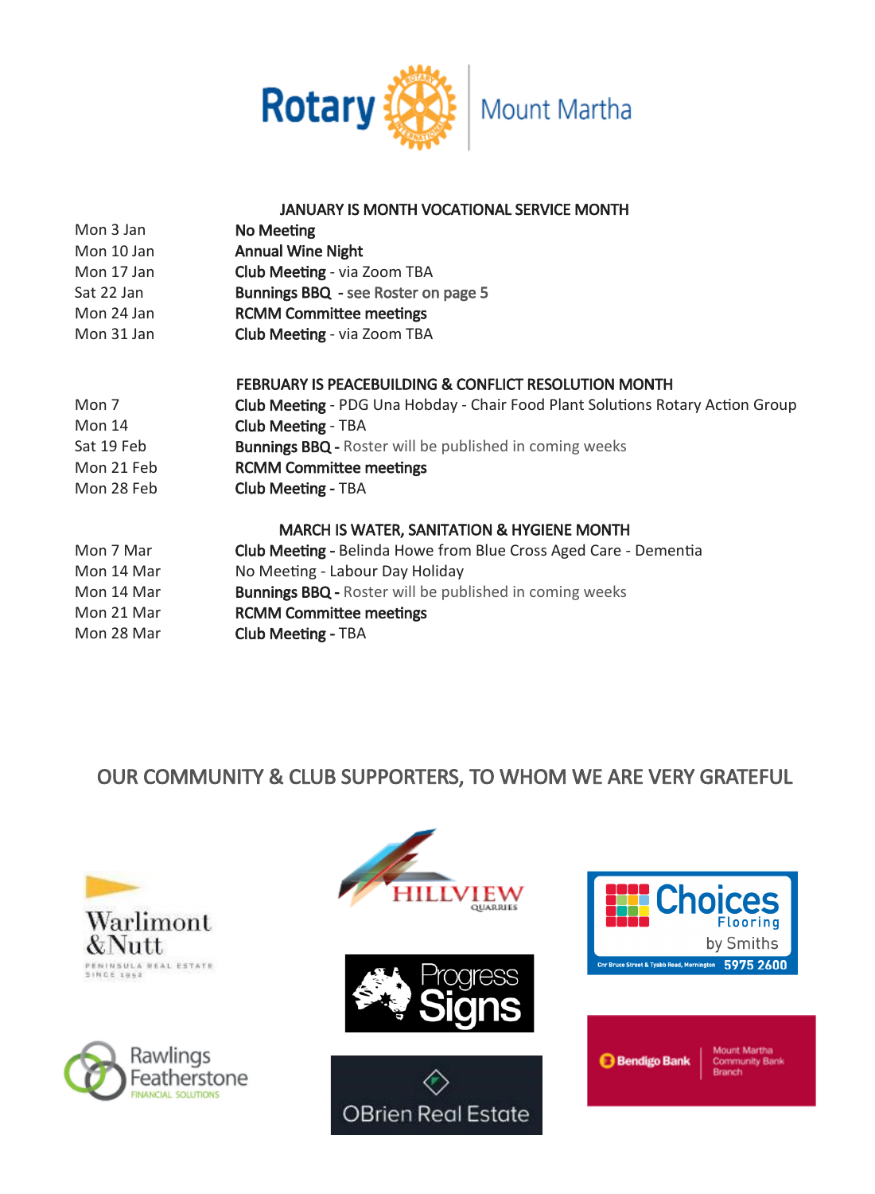Rotary Mount Martha

## JANUARY IS MONTH VOCATIONAL SERVICE MONTH

| | |
|---|---|
| Mon 3 Jan | **No Meeting** |
| Mon 10 Jan | **Annual Wine Night** |
| Mon 17 Jan | **Club Meeting** - via Zoom TBA |
| Sat 22 Jan | **Bunnings BBQ** - see Roster on page 5 |
| Mon 24 Jan | **RCMM Committee meetings** |
| Mon 31 Jan | **Club Meeting** - via Zoom TBA |

## FEBRUARY IS PEACEBUILDING & CONFLICT RESOLUTION MONTH

| | |
|---|---|
| Mon 7 | **Club Meeting** - PDG Una Hobday - Chair Food Plant Solutions Rotary Action Group |
| Mon 14 | **Club Meeting** - TBA |
| Sat 19 Feb | **Bunnings BBQ** - Roster will be published in coming weeks |
| Mon 21 Feb | **RCMM Committee meetings** |
| Mon 28 Feb | **Club Meeting** - TBA |

## MARCH IS WATER, SANITATION & HYGIENE MONTH

| | |
|---|---|
| Mon 7 Mar | **Club Meeting** - Belinda Howe from Blue Cross Aged Care - Dementia |
| Mon 14 Mar | No Meeting - Labour Day Holiday |
| Mon 14 Mar | **Bunnings BBQ** - Roster will be published in coming weeks |
| Mon 21 Mar | **RCMM Committee meetings** |
| Mon 28 Mar | **Club Meeting** - TBA |

## OUR COMMUNITY & CLUB SUPPORTERS, TO WHOM WE ARE VERY GRATEFUL

Warlimont & Nutt — Peninsula Real Estate Since 1952

Hillview Quarries

Choices Flooring by Smiths — Cnr Bruce Street & Tyabb Road, Mornington — 5975 2600

Progress Signs

Rawlings Featherstone Financial Solutions

OBrien Real Estate

Bendigo Bank — Mount Martha Community Bank Branch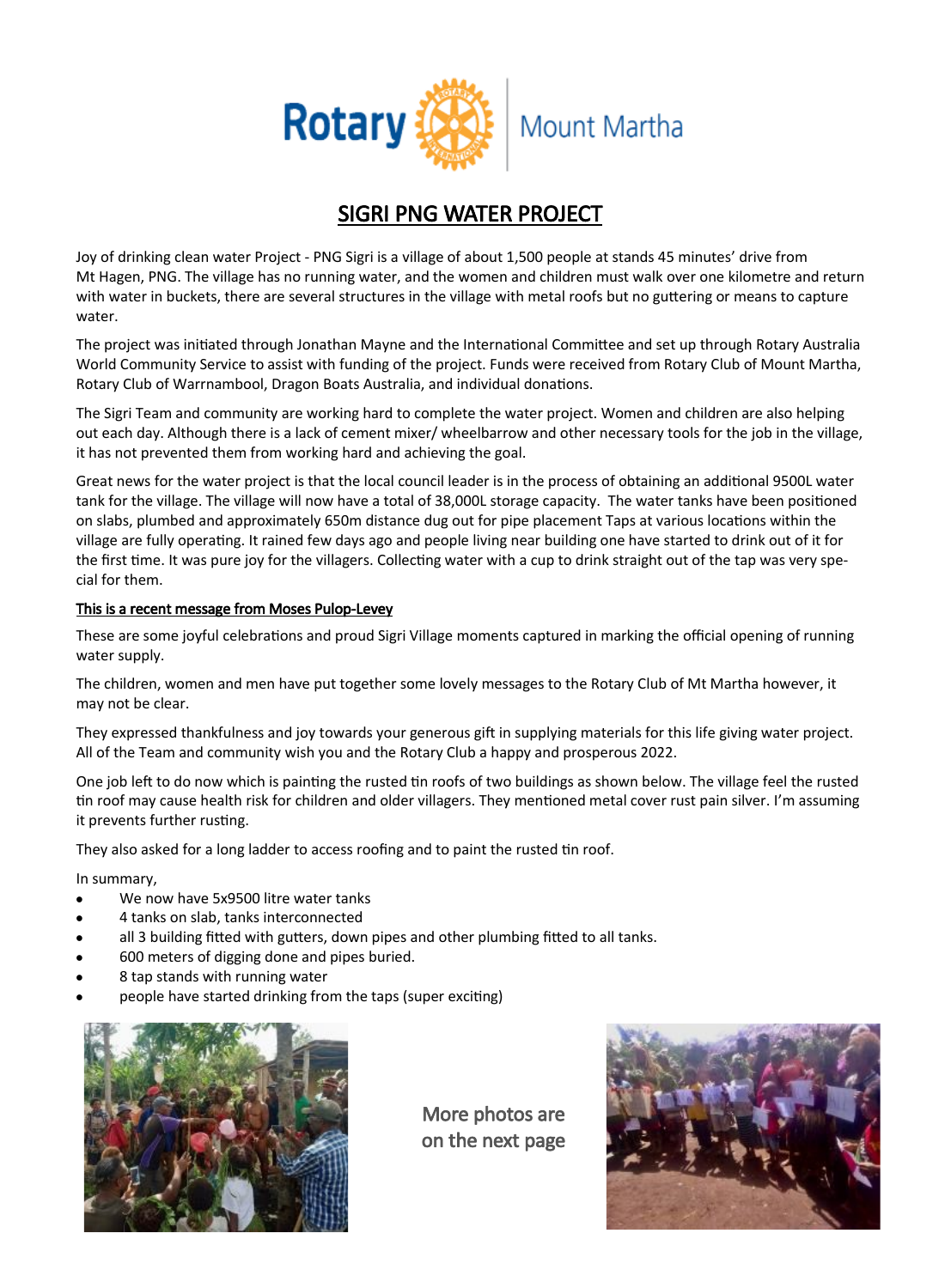Rotary Mount Martha

# SIGRI PNG WATER PROJECT

Joy of drinking clean water Project - PNG Sigri is a village of about 1,500 people at stands 45 minutes' drive from Mt Hagen, PNG. The village has no running water, and the women and children must walk over one kilometre and return with water in buckets, there are several structures in the village with metal roofs but no guttering or means to capture water.

The project was initiated through Jonathan Mayne and the International Committee and set up through Rotary Australia World Community Service to assist with funding of the project. Funds were received from Rotary Club of Mount Martha, Rotary Club of Warrnambool, Dragon Boats Australia, and individual donations.

The Sigri Team and community are working hard to complete the water project. Women and children are also helping out each day. Although there is a lack of cement mixer/ wheelbarrow and other necessary tools for the job in the village, it has not prevented them from working hard and achieving the goal.

Great news for the water project is that the local council leader is in the process of obtaining an additional 9500L water tank for the village. The village will now have a total of 38,000L storage capacity. The water tanks have been positioned on slabs, plumbed and approximately 650m distance dug out for pipe placement Taps at various locations within the village are fully operating. It rained few days ago and people living near building one have started to drink out of it for the first time. It was pure joy for the villagers. Collecting water with a cup to drink straight out of the tap was very special for them.

**This is a recent message from Moses Pulop-Levey**

These are some joyful celebrations and proud Sigri Village moments captured in marking the official opening of running water supply.

The children, women and men have put together some lovely messages to the Rotary Club of Mt Martha however, it may not be clear.

They expressed thankfulness and joy towards your generous gift in supplying materials for this life giving water project. All of the Team and community wish you and the Rotary Club a happy and prosperous 2022.

One job left to do now which is painting the rusted tin roofs of two buildings as shown below. The village feel the rusted tin roof may cause health risk for children and older villagers. They mentioned metal cover rust pain silver. I'm assuming it prevents further rusting.

They also asked for a long ladder to access roofing and to paint the rusted tin roof.

In summary,

- We now have 5x9500 litre water tanks
- 4 tanks on slab, tanks interconnected
- all 3 building fitted with gutters, down pipes and other plumbing fitted to all tanks.
- 600 meters of digging done and pipes buried.
- 8 tap stands with running water
- people have started drinking from the taps (super exciting)

More photos are on the next page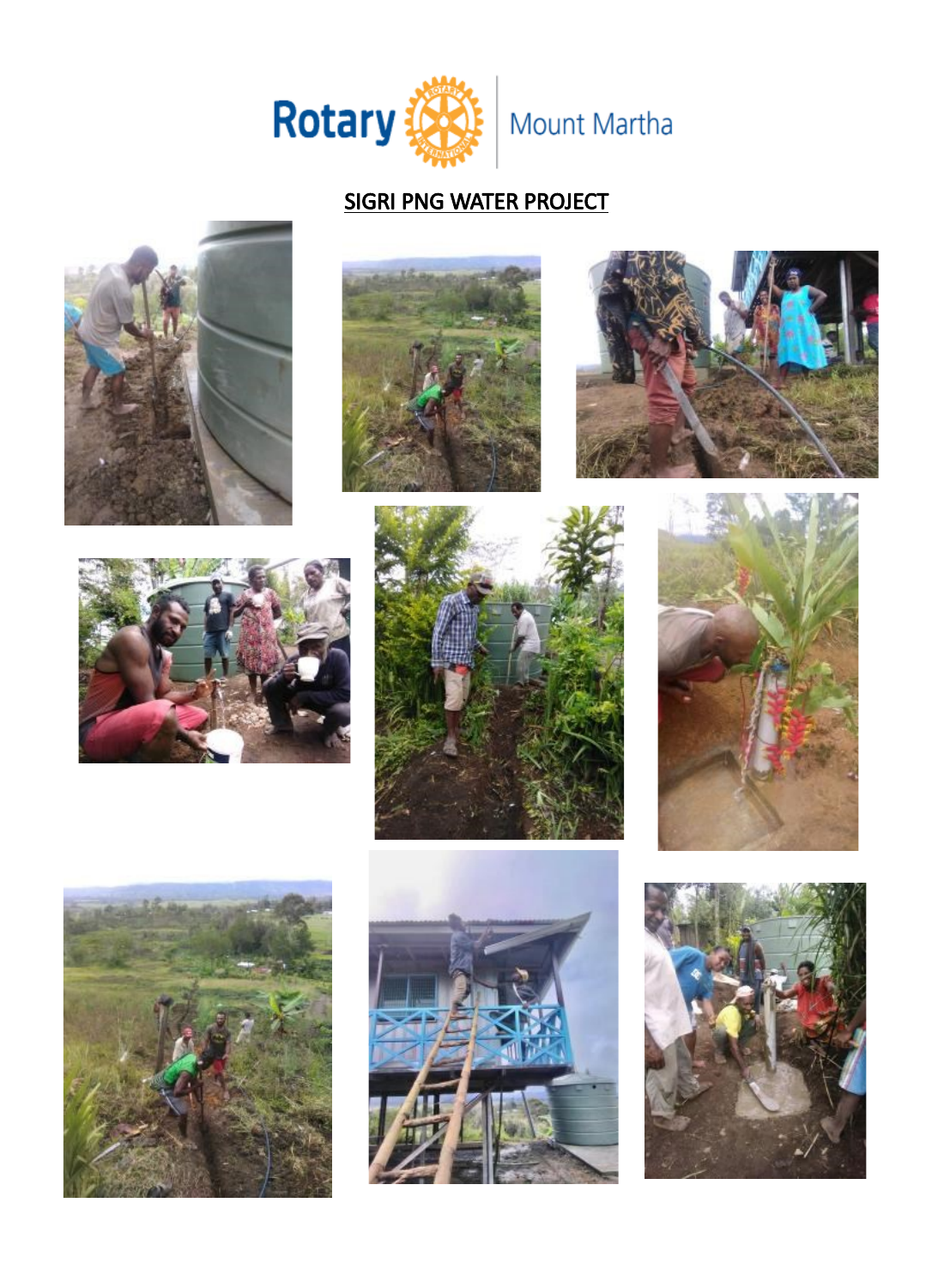Rotary Mount Martha

## SIGRI PNG WATER PROJECT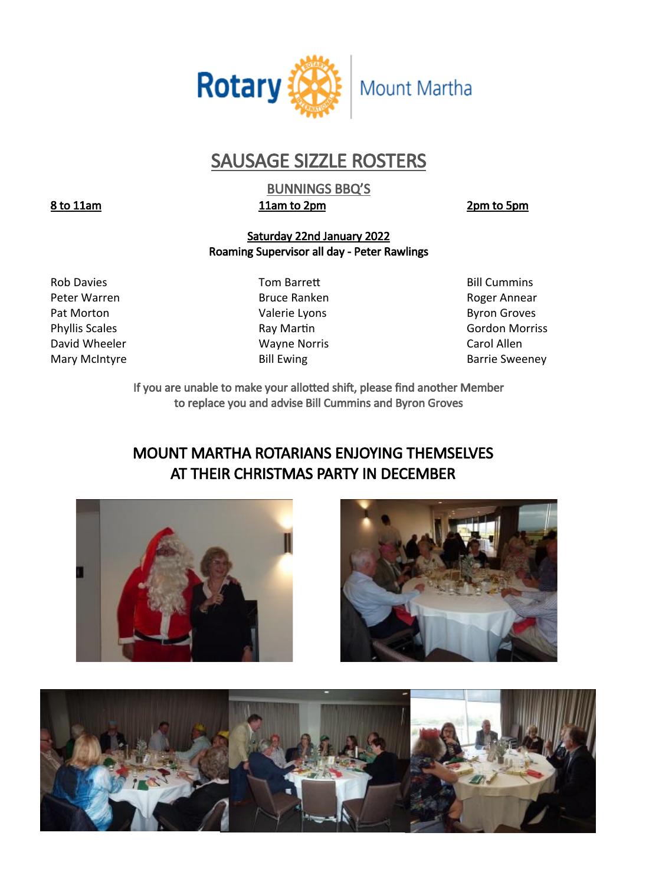Rotary Mount Martha

# SAUSAGE SIZZLE ROSTERS

## BUNNINGS BBQ'S

**Saturday 22nd January 2022**
**Roaming Supervisor all day - Peter Rawlings**

| 8 to 11am | 11am to 2pm | 2pm to 5pm |
|---|---|---|
| Rob Davies | Tom Barrett | Bill Cummins |
| Peter Warren | Bruce Ranken | Roger Annear |
| Pat Morton | Valerie Lyons | Byron Groves |
| Phyllis Scales | Ray Martin | Gordon Morriss |
| David Wheeler | Wayne Norris | Carol Allen |
| Mary McIntyre | Bill Ewing | Barrie Sweeney |

If you are unable to make your allotted shift, please find another Member to replace you and advise Bill Cummins and Byron Groves

## MOUNT MARTHA ROTARIANS ENJOYING THEMSELVES AT THEIR CHRISTMAS PARTY IN DECEMBER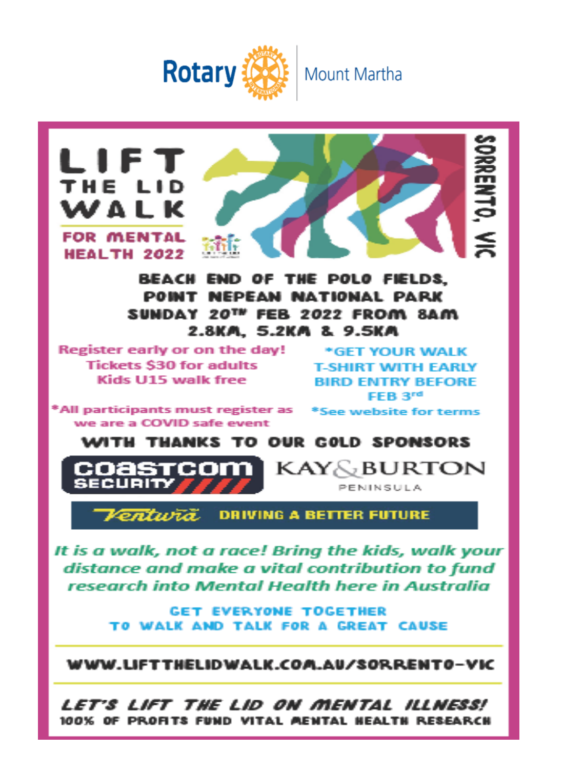Rotary Mount Martha

# LIFT THE LID WALK

## FOR MENTAL HEALTH 2022

SORRENTO, VIC

**BEACH END OF THE POLO FIELDS,**
**POINT NEPEAN NATIONAL PARK**
**SUNDAY 20TH FEB 2022 FROM 8AM**
**2.8KM, 5.2KM & 9.5KM**

Register early or on the day!
Tickets $30 for adults
Kids U15 walk free

*All participants must register as we are a COVID safe event

*GET YOUR WALK T-SHIRT WITH EARLY BIRD ENTRY BEFORE FEB 3rd

*See website for terms

**WITH THANKS TO OUR GOLD SPONSORS**

COASTCOM SECURITY

KAY & BURTON PENINSULA

Ventura DRIVING A BETTER FUTURE

*It is a walk, not a race! Bring the kids, walk your distance and make a vital contribution to fund research into Mental Health here in Australia*

**GET EVERYONE TOGETHER TO WALK AND TALK FOR A GREAT CAUSE**

---

**WWW.LIFTTHELIDWALK.COM.AU/SORRENTO-VIC**

---

***LET'S LIFT THE LID ON MENTAL ILLNESS!***

**100% OF PROFITS FUND VITAL MENTAL HEALTH RESEARCH**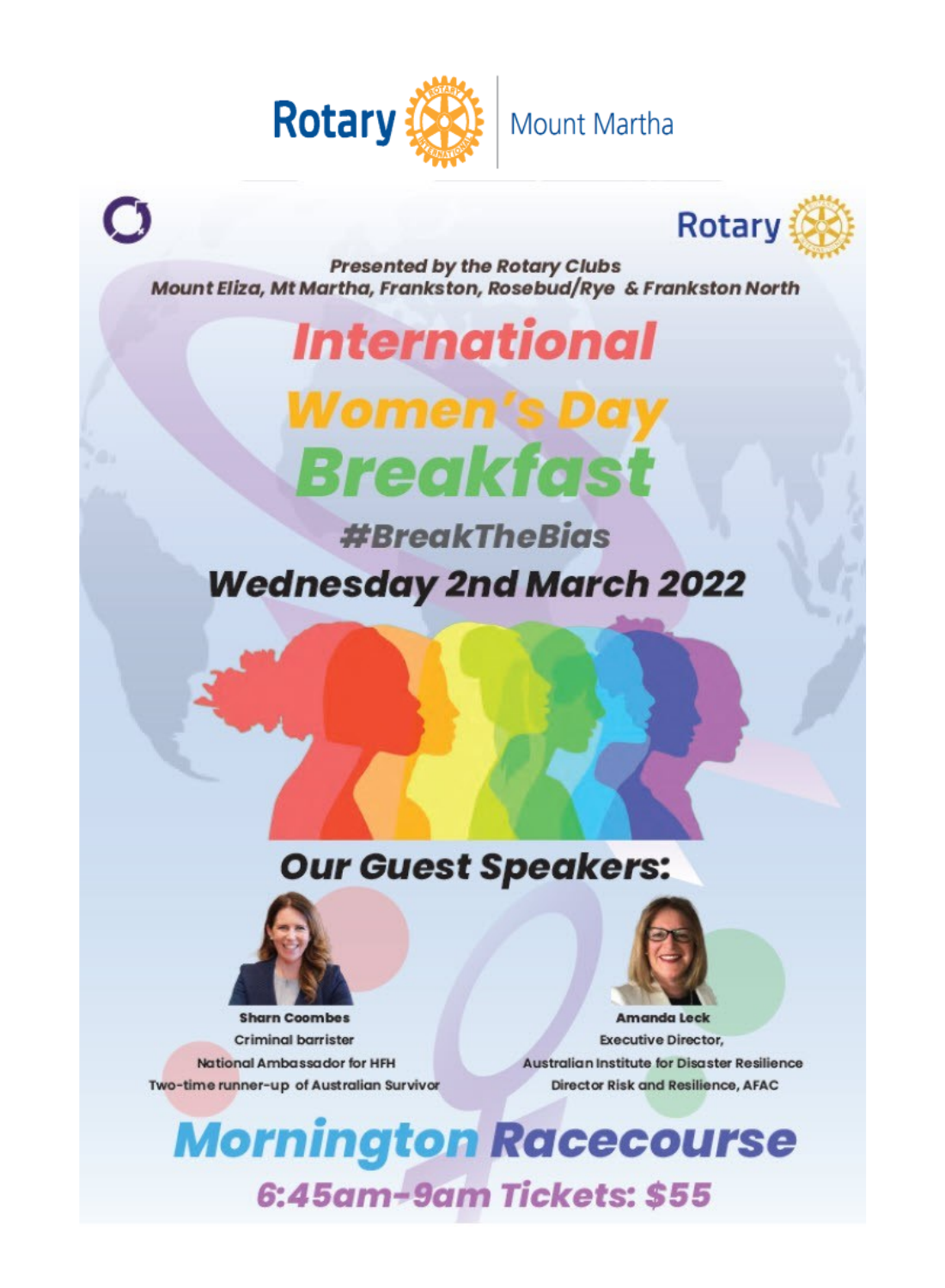Rotary | Mount Martha

Rotary

*Presented by the Rotary Clubs*
*Mount Eliza, Mt Martha, Frankston, Rosebud/Rye & Frankston North*

# International Women's Day Breakfast

## #BreakTheBias

## Wednesday 2nd March 2022

## Our Guest Speakers:

**Sharn Coombes**
Criminal barrister
National Ambassador for HFH
Two-time runner-up of Australian Survivor

**Amanda Leck**
Executive Director,
Australian Institute for Disaster Resilience
Director Risk and Resilience, AFAC

## Mornington Racecourse

### 6:45am-9am Tickets: $55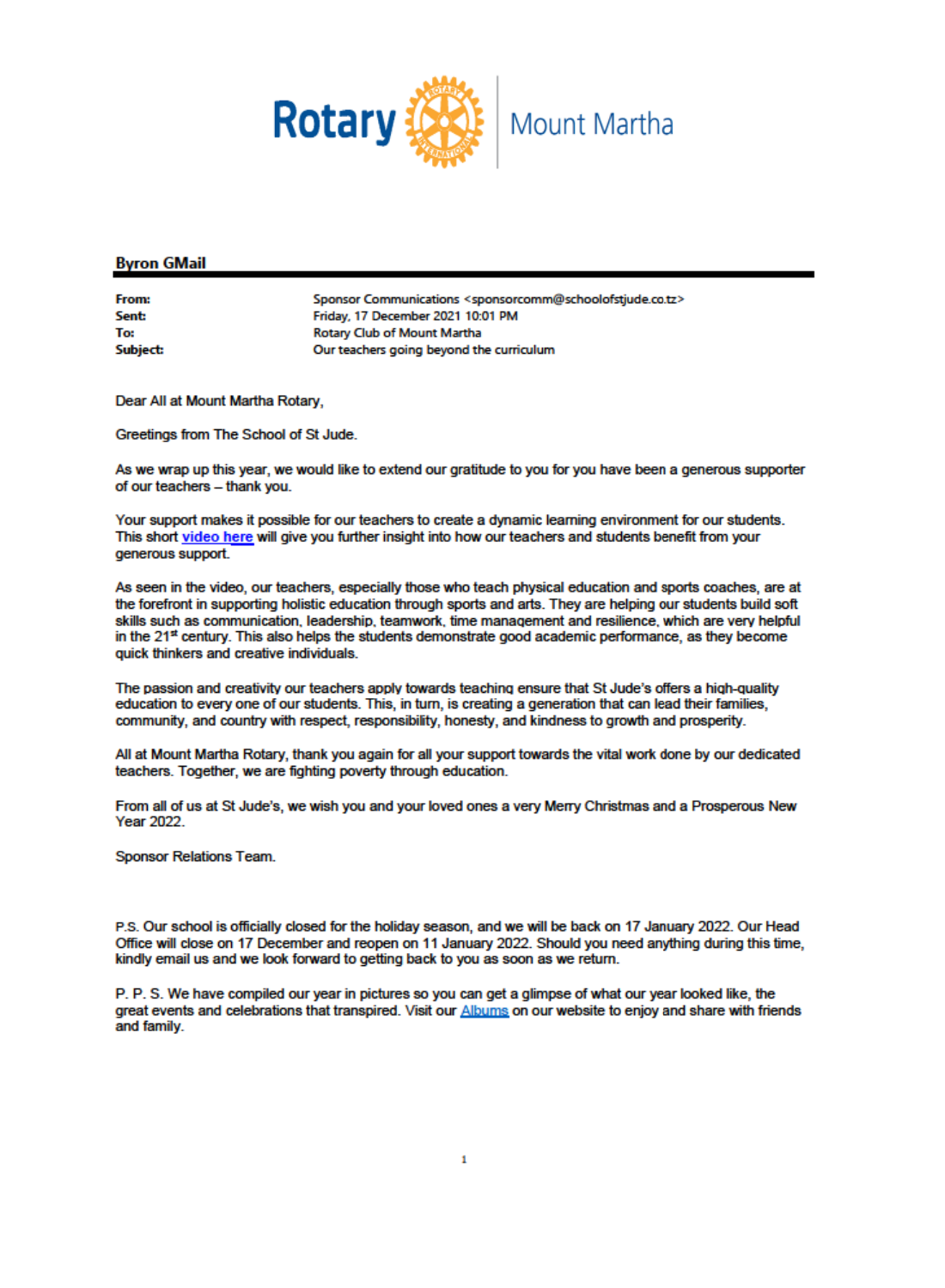Rotary Mount Martha

**Byron GMail**

---

| | |
|---|---|
| **From:** | Sponsor Communications <sponsorcomm@schoolofstjude.co.tz> |
| **Sent:** | Friday, 17 December 2021 10:01 PM |
| **To:** | Rotary Club of Mount Martha |
| **Subject:** | Our teachers going beyond the curriculum |

Dear All at Mount Martha Rotary,

Greetings from The School of St Jude.

As we wrap up this year, we would like to extend our gratitude to you for you have been a generous supporter of our teachers – thank you.

Your support makes it possible for our teachers to create a dynamic learning environment for our students. This short video here will give you further insight into how our teachers and students benefit from your generous support.

As seen in the video, our teachers, especially those who teach physical education and sports coaches, are at the forefront in supporting holistic education through sports and arts. They are helping our students build soft skills such as communication, leadership, teamwork, time management and resilience, which are very helpful in the 21st century. This also helps the students demonstrate good academic performance, as they become quick thinkers and creative individuals.

The passion and creativity our teachers apply towards teaching ensure that St Jude's offers a high-quality education to every one of our students. This, in turn, is creating a generation that can lead their families, community, and country with respect, responsibility, honesty, and kindness to growth and prosperity.

All at Mount Martha Rotary, thank you again for all your support towards the vital work done by our dedicated teachers. Together, we are fighting poverty through education.

From all of us at St Jude's, we wish you and your loved ones a very Merry Christmas and a Prosperous New Year 2022.

Sponsor Relations Team.

P.S. Our school is officially closed for the holiday season, and we will be back on 17 January 2022. Our Head Office will close on 17 December and reopen on 11 January 2022. Should you need anything during this time, kindly email us and we look forward to getting back to you as soon as we return.

P. P. S. We have compiled our year in pictures so you can get a glimpse of what our year looked like, the great events and celebrations that transpired. Visit our Albums on our website to enjoy and share with friends and family.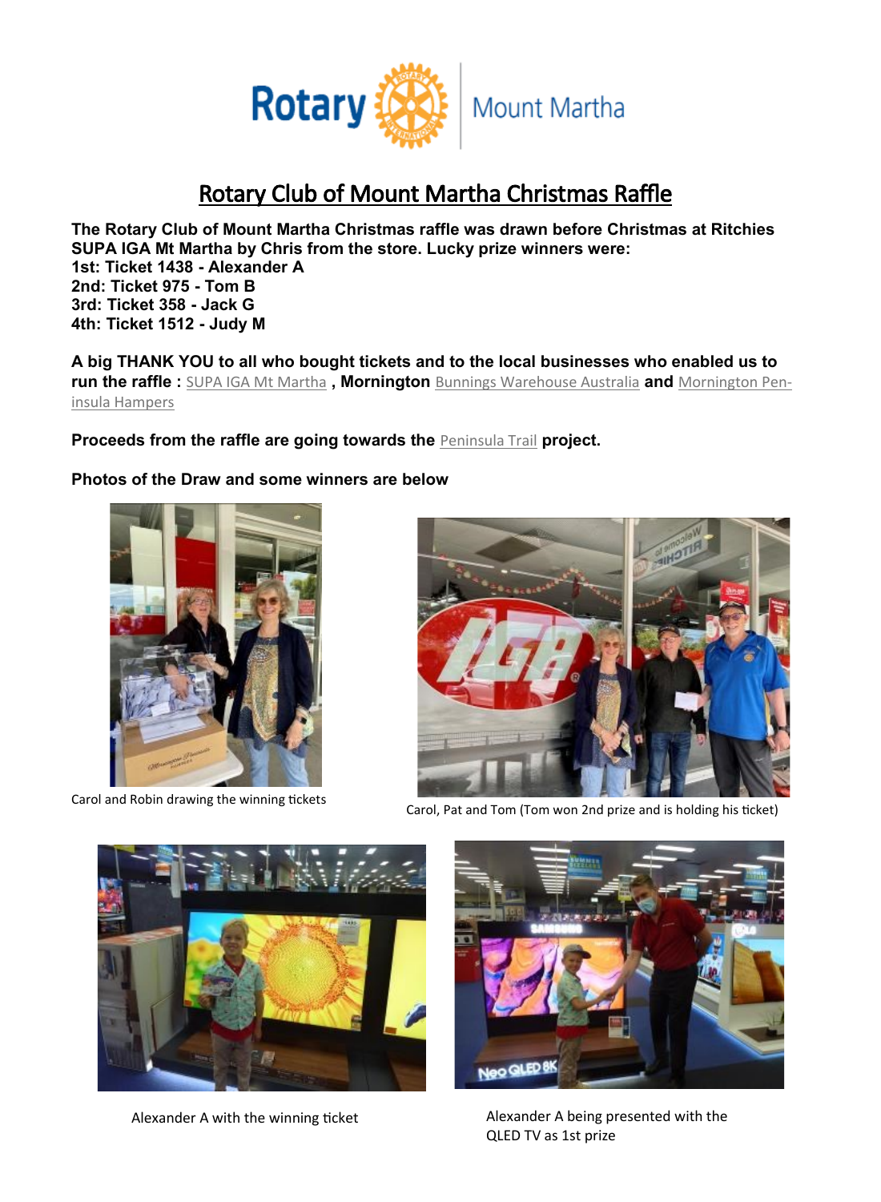# Rotary Club of Mount Martha Christmas Raffle

**The Rotary Club of Mount Martha Christmas raffle was drawn before Christmas at Ritchies SUPA IGA Mt Martha by Chris from the store. Lucky prize winners were:**
**1st: Ticket 1438 - Alexander A**
**2nd: Ticket 975 - Tom B**
**3rd: Ticket 358 - Jack G**
**4th: Ticket 1512 - Judy M**

**A big THANK YOU to all who bought tickets and to the local businesses who enabled us to run the raffle :** SUPA IGA Mt Martha **, Mornington** Bunnings Warehouse Australia **and** Mornington Peninsula Hampers

**Proceeds from the raffle are going towards the** Peninsula Trail **project.**

**Photos of the Draw and some winners are below**

Carol and Robin drawing the winning tickets

Carol, Pat and Tom (Tom won 2nd prize and is holding his ticket)

Alexander A with the winning ticket

Alexander A being presented with the QLED TV as 1st prize